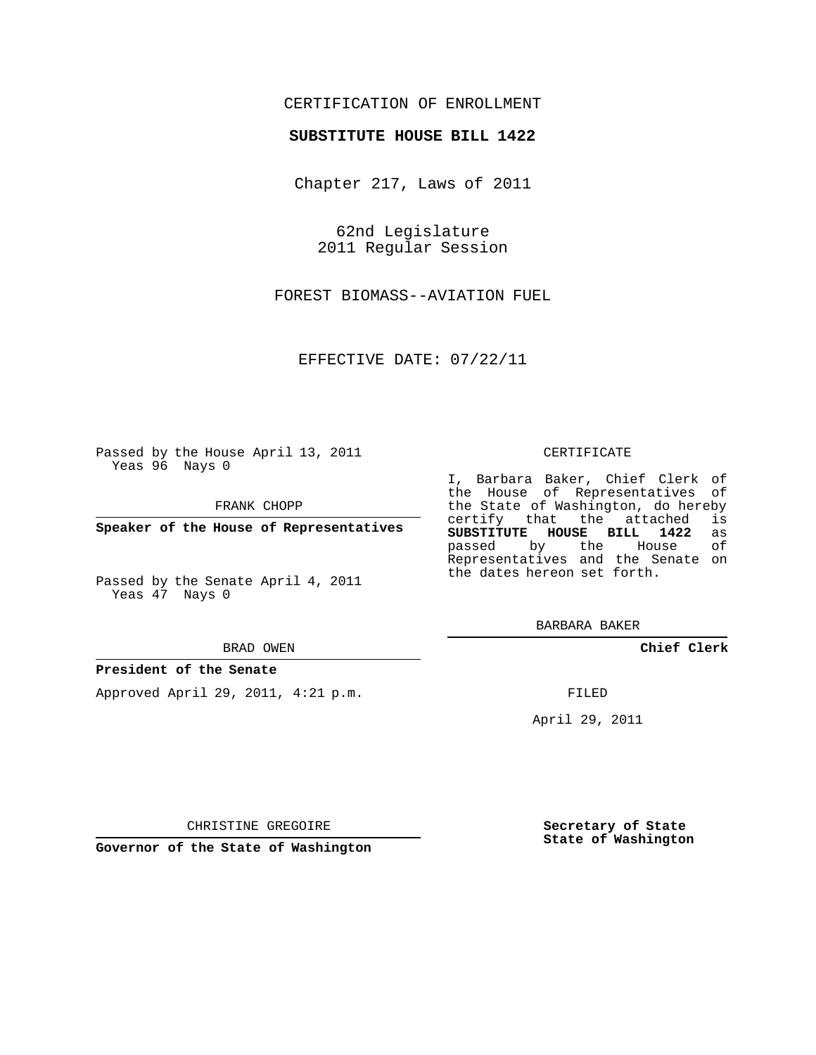CERTIFICATION OF ENROLLMENT

**SUBSTITUTE HOUSE BILL 1422**

Chapter 217, Laws of 2011

62nd Legislature
2011 Regular Session

FOREST BIOMASS--AVIATION FUEL

EFFECTIVE DATE: 07/22/11

Passed by the House April 13, 2011
Yeas 96 Nays 0

FRANK CHOPP

**Speaker of the House of Representatives**

Passed by the Senate April 4, 2011
Yeas 47 Nays 0

BRAD OWEN

**President of the Senate**

Approved April 29, 2011, 4:21 p.m.

CHRISTINE GREGOIRE

**Governor of the State of Washington**

CERTIFICATE

I, Barbara Baker, Chief Clerk of the House of Representatives of the State of Washington, do hereby certify that the attached is **SUBSTITUTE HOUSE BILL 1422** as passed by the House of Representatives and the Senate on the dates hereon set forth.

BARBARA BAKER

**Chief Clerk**

FILED

April 29, 2011

**Secretary of State**
**State of Washington**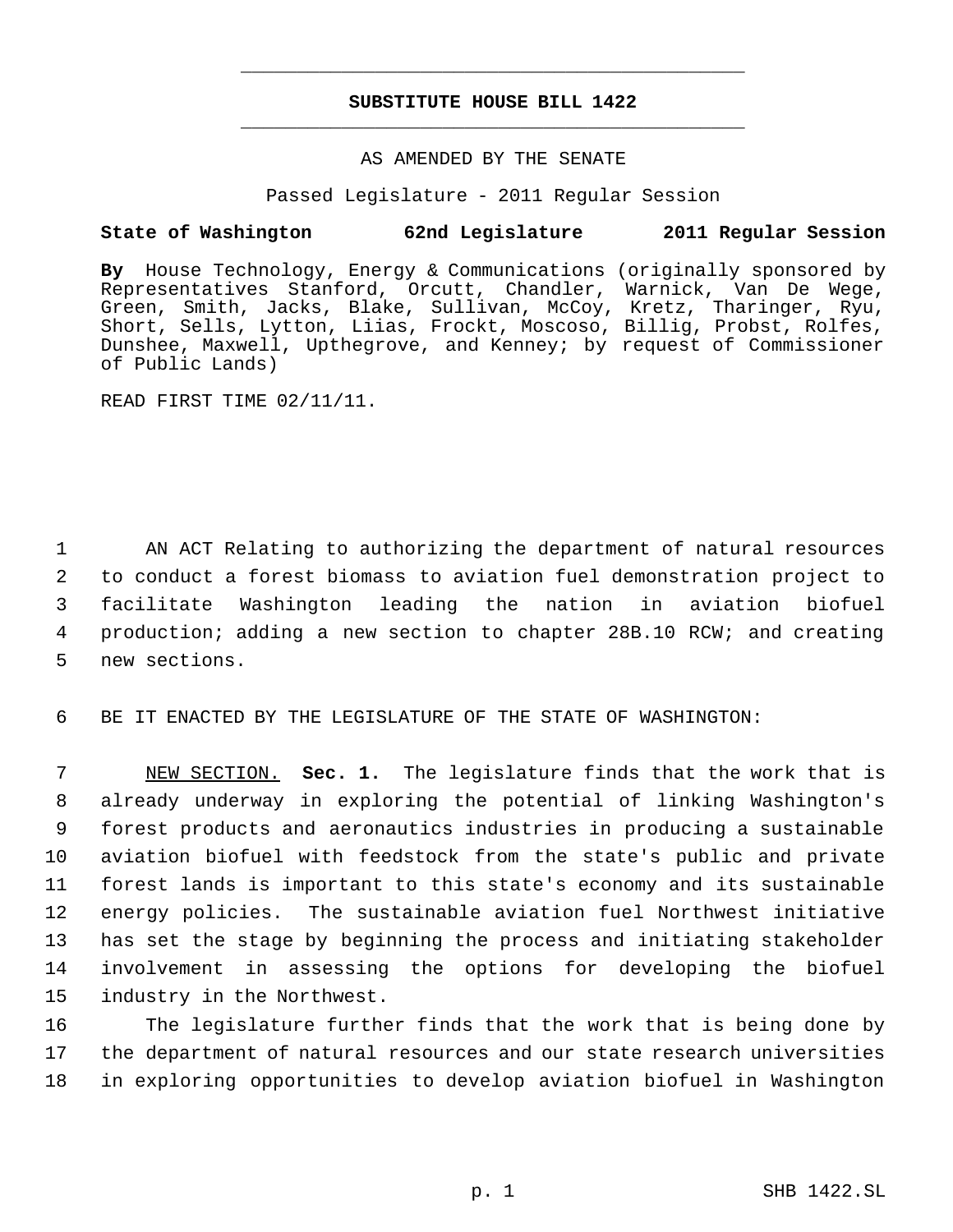# SUBSTITUTE HOUSE BILL 1422

AS AMENDED BY THE SENATE

Passed Legislature - 2011 Regular Session

**State of Washington 62nd Legislature 2011 Regular Session**

**By** House Technology, Energy & Communications (originally sponsored by Representatives Stanford, Orcutt, Chandler, Warnick, Van De Wege, Green, Smith, Jacks, Blake, Sullivan, McCoy, Kretz, Tharinger, Ryu, Short, Sells, Lytton, Liias, Frockt, Moscoso, Billig, Probst, Rolfes, Dunshee, Maxwell, Upthegrove, and Kenney; by request of Commissioner of Public Lands)

READ FIRST TIME 02/11/11.

AN ACT Relating to authorizing the department of natural resources to conduct a forest biomass to aviation fuel demonstration project to facilitate Washington leading the nation in aviation biofuel production; adding a new section to chapter 28B.10 RCW; and creating new sections.

BE IT ENACTED BY THE LEGISLATURE OF THE STATE OF WASHINGTON:

NEW SECTION. **Sec. 1.** The legislature finds that the work that is already underway in exploring the potential of linking Washington's forest products and aeronautics industries in producing a sustainable aviation biofuel with feedstock from the state's public and private forest lands is important to this state's economy and its sustainable energy policies. The sustainable aviation fuel Northwest initiative has set the stage by beginning the process and initiating stakeholder involvement in assessing the options for developing the biofuel industry in the Northwest.

The legislature further finds that the work that is being done by the department of natural resources and our state research universities in exploring opportunities to develop aviation biofuel in Washington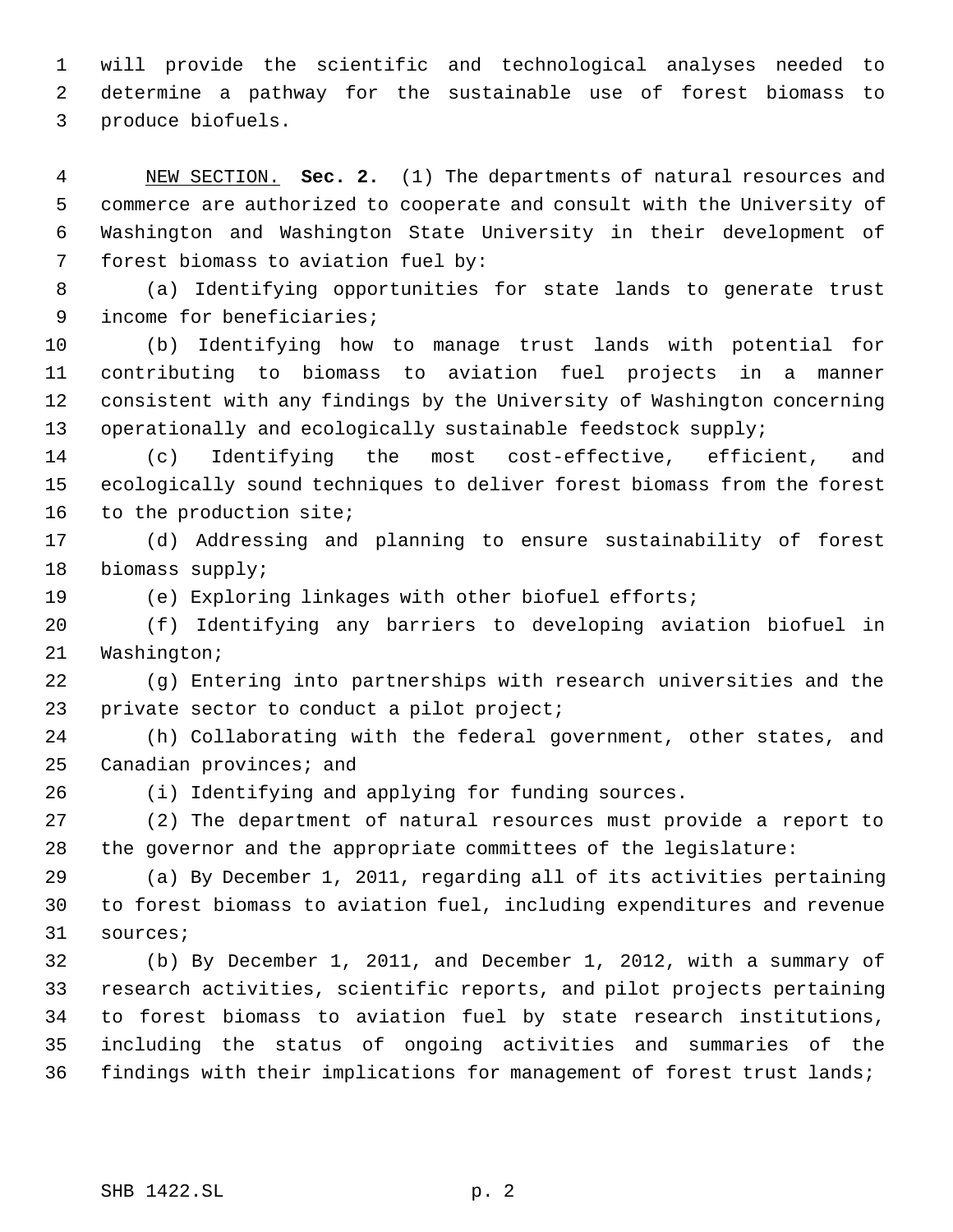will provide the scientific and technological analyses needed to determine a pathway for the sustainable use of forest biomass to produce biofuels.

NEW SECTION. **Sec. 2.** (1) The departments of natural resources and commerce are authorized to cooperate and consult with the University of Washington and Washington State University in their development of forest biomass to aviation fuel by:

(a) Identifying opportunities for state lands to generate trust income for beneficiaries;

(b) Identifying how to manage trust lands with potential for contributing to biomass to aviation fuel projects in a manner consistent with any findings by the University of Washington concerning operationally and ecologically sustainable feedstock supply;

(c) Identifying the most cost-effective, efficient, and ecologically sound techniques to deliver forest biomass from the forest to the production site;

(d) Addressing and planning to ensure sustainability of forest biomass supply;

(e) Exploring linkages with other biofuel efforts;

(f) Identifying any barriers to developing aviation biofuel in Washington;

(g) Entering into partnerships with research universities and the private sector to conduct a pilot project;

(h) Collaborating with the federal government, other states, and Canadian provinces; and

(i) Identifying and applying for funding sources.

(2) The department of natural resources must provide a report to the governor and the appropriate committees of the legislature:

(a) By December 1, 2011, regarding all of its activities pertaining to forest biomass to aviation fuel, including expenditures and revenue sources;

(b) By December 1, 2011, and December 1, 2012, with a summary of research activities, scientific reports, and pilot projects pertaining to forest biomass to aviation fuel by state research institutions, including the status of ongoing activities and summaries of the findings with their implications for management of forest trust lands;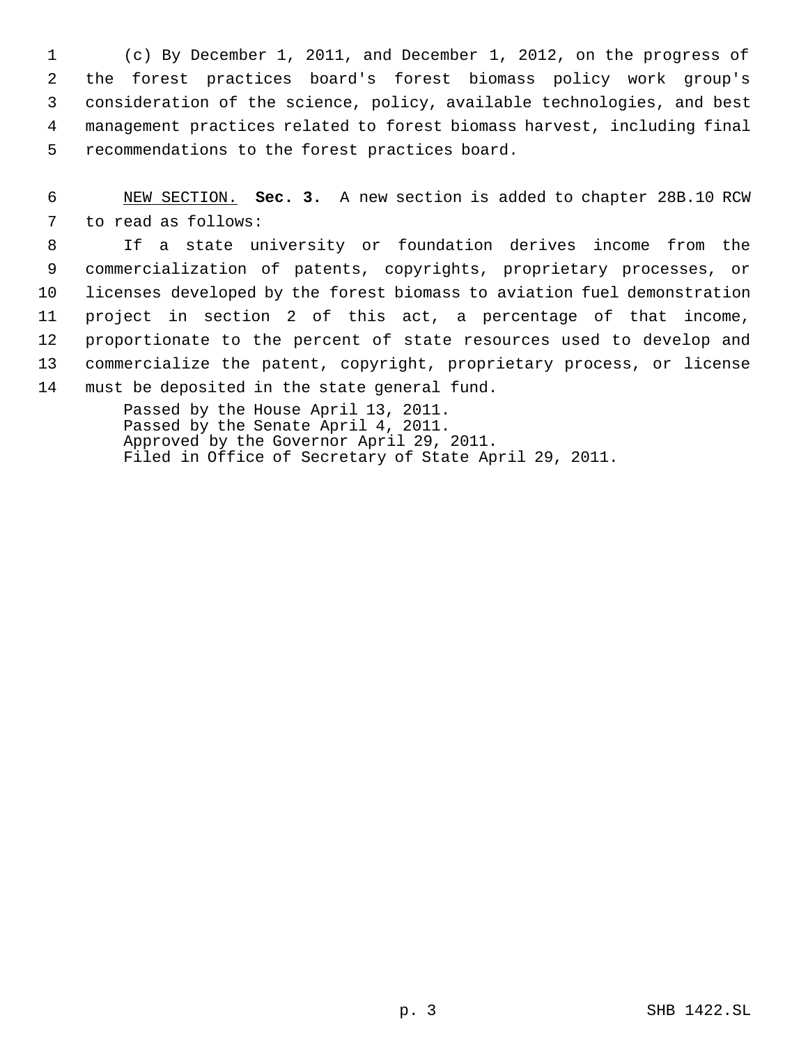(c) By December 1, 2011, and December 1, 2012, on the progress of the forest practices board's forest biomass policy work group's consideration of the science, policy, available technologies, and best management practices related to forest biomass harvest, including final recommendations to the forest practices board.

NEW SECTION. **Sec. 3.** A new section is added to chapter 28B.10 RCW to read as follows:

If a state university or foundation derives income from the commercialization of patents, copyrights, proprietary processes, or licenses developed by the forest biomass to aviation fuel demonstration project in section 2 of this act, a percentage of that income, proportionate to the percent of state resources used to develop and commercialize the patent, copyright, proprietary process, or license must be deposited in the state general fund.

Passed by the House April 13, 2011.
Passed by the Senate April 4, 2011.
Approved by the Governor April 29, 2011.
Filed in Office of Secretary of State April 29, 2011.